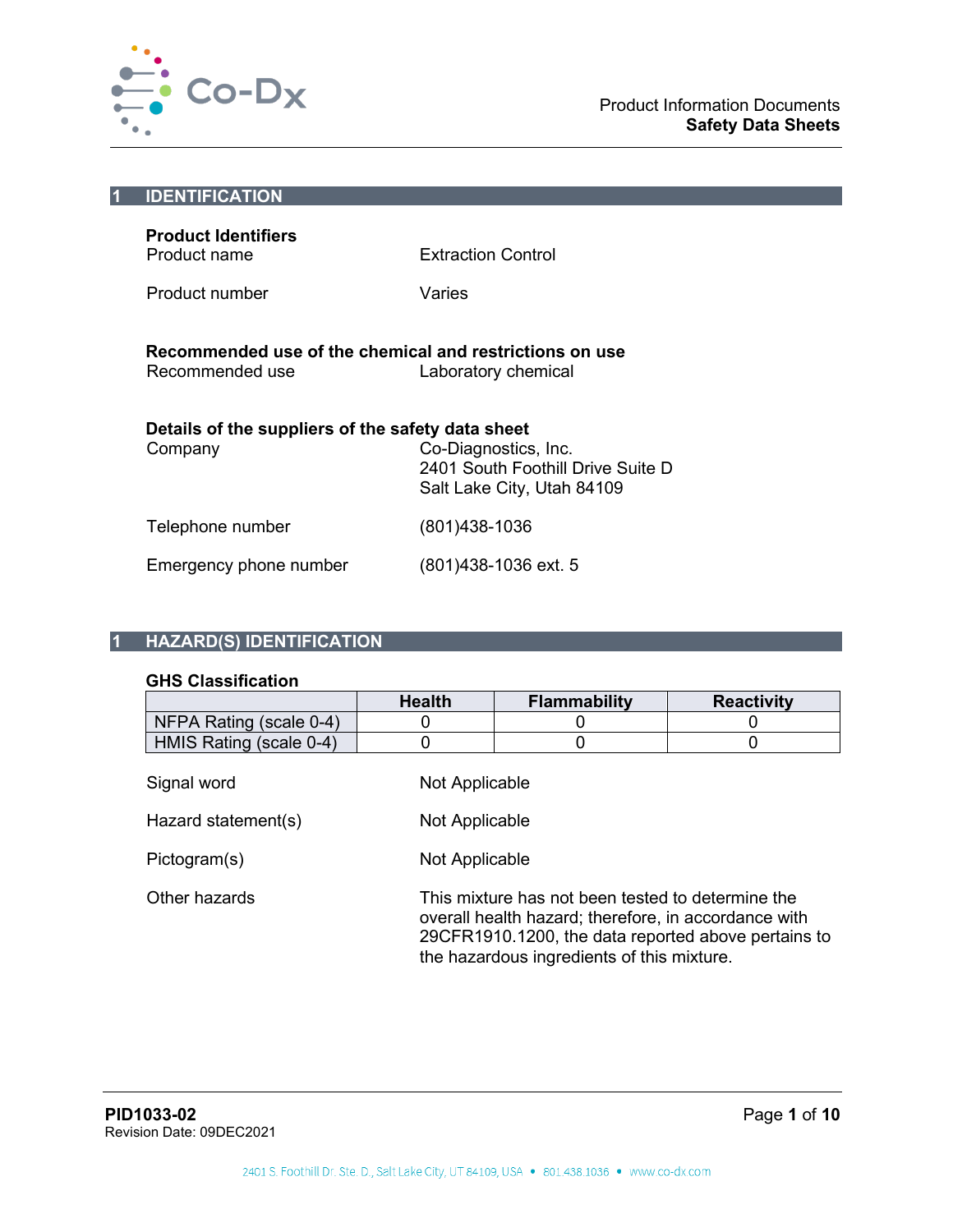## 1 IDENTIFICATION

**Product Identifiers**

Product name: Extraction Control

Product number: Varies

**Recommended use of the chemical and restrictions on use**

Recommended use: Laboratory chemical

**Details of the suppliers of the safety data sheet**

Company: Co-Diagnostics, Inc.
2401 South Foothill Drive Suite D
Salt Lake City, Utah 84109

Telephone number: (801)438-1036

Emergency phone number: (801)438-1036 ext. 5

## 1 HAZARD(S) IDENTIFICATION

**GHS Classification**

| | Health | Flammability | Reactivity |
|---|---|---|---|
| NFPA Rating (scale 0-4) | 0 | 0 | 0 |
| HMIS Rating (scale 0-4) | 0 | 0 | 0 |

Signal word: Not Applicable

Hazard statement(s): Not Applicable

Pictogram(s): Not Applicable

Other hazards: This mixture has not been tested to determine the overall health hazard; therefore, in accordance with 29CFR1910.1200, the data reported above pertains to the hazardous ingredients of this mixture.

**PID1033-02**
Revision Date: 09DEC2021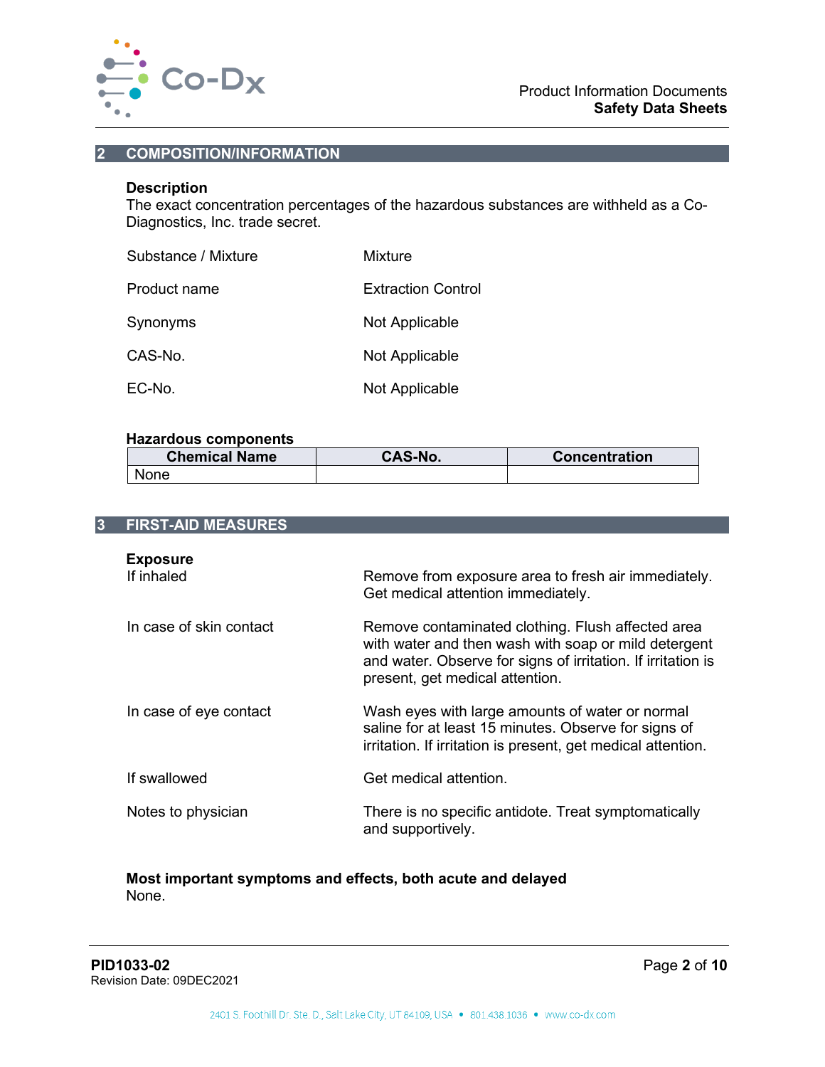## 2 COMPOSITION/INFORMATION

**Description**

The exact concentration percentages of the hazardous substances are withheld as a Co-Diagnostics, Inc. trade secret.

| | |
|---|---|
| Substance / Mixture | Mixture |
| Product name | Extraction Control |
| Synonyms | Not Applicable |
| CAS-No. | Not Applicable |
| EC-No. | Not Applicable |

**Hazardous components**

| Chemical Name | CAS-No. | Concentration |
|---|---|---|
| None | | |

## 3 FIRST-AID MEASURES

**Exposure**

| | |
|---|---|
| If inhaled | Remove from exposure area to fresh air immediately. Get medical attention immediately. |
| In case of skin contact | Remove contaminated clothing. Flush affected area with water and then wash with soap or mild detergent and water. Observe for signs of irritation. If irritation is present, get medical attention. |
| In case of eye contact | Wash eyes with large amounts of water or normal saline for at least 15 minutes. Observe for signs of irritation. If irritation is present, get medical attention. |
| If swallowed | Get medical attention. |
| Notes to physician | There is no specific antidote. Treat symptomatically and supportively. |

**Most important symptoms and effects, both acute and delayed**

None.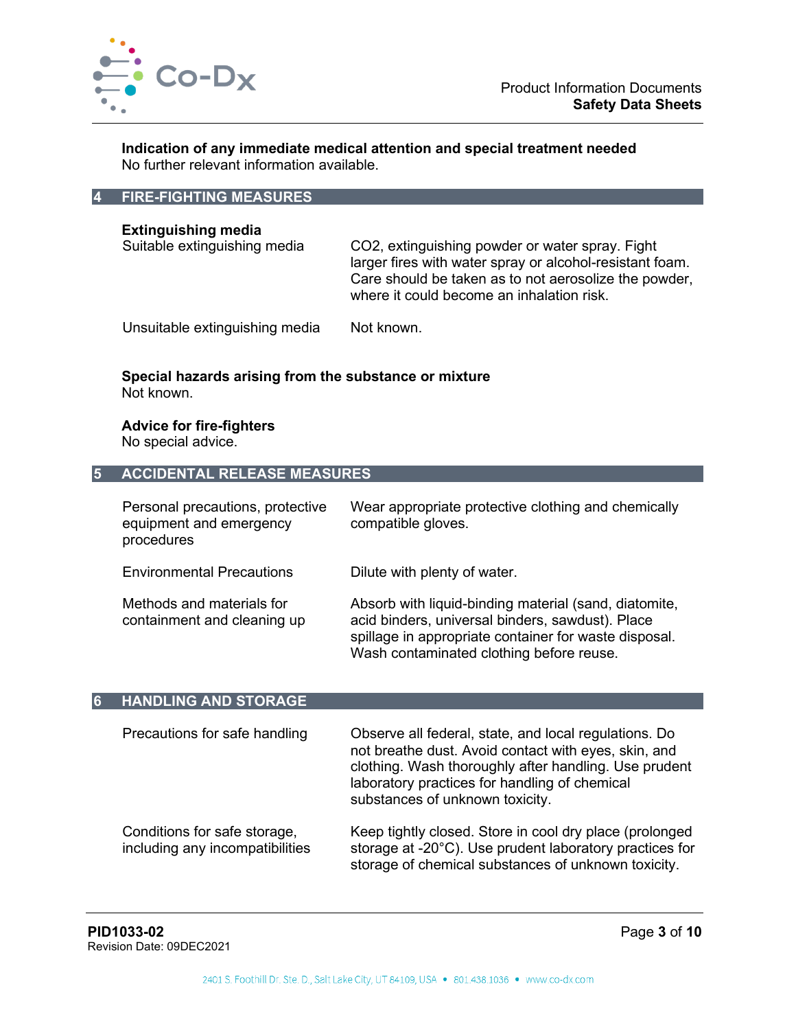**Indication of any immediate medical attention and special treatment needed**
No further relevant information available.

## 4 FIRE-FIGHTING MEASURES

**Extinguishing media**

| | |
|---|---|
| Suitable extinguishing media | $CO_2$, extinguishing powder or water spray. Fight larger fires with water spray or alcohol-resistant foam. Care should be taken as to not aerosolize the powder, where it could become an inhalation risk. |
| Unsuitable extinguishing media | Not known. |

**Special hazards arising from the substance or mixture**
Not known.

**Advice for fire-fighters**
No special advice.

## 5 ACCIDENTAL RELEASE MEASURES

| | |
|---|---|
| Personal precautions, protective equipment and emergency procedures | Wear appropriate protective clothing and chemically compatible gloves. |
| Environmental Precautions | Dilute with plenty of water. |
| Methods and materials for containment and cleaning up | Absorb with liquid-binding material (sand, diatomite, acid binders, universal binders, sawdust). Place spillage in appropriate container for waste disposal. Wash contaminated clothing before reuse. |

## 6 HANDLING AND STORAGE

| | |
|---|---|
| Precautions for safe handling | Observe all federal, state, and local regulations. Do not breathe dust. Avoid contact with eyes, skin, and clothing. Wash thoroughly after handling. Use prudent laboratory practices for handling of chemical substances of unknown toxicity. |
| Conditions for safe storage, including any incompatibilities | Keep tightly closed. Store in cool dry place (prolonged storage at -20°C). Use prudent laboratory practices for storage of chemical substances of unknown toxicity. |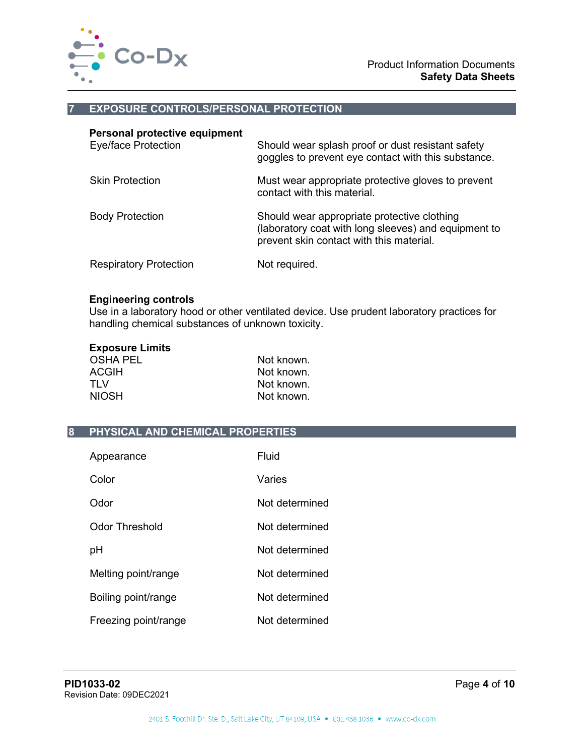## 7 EXPOSURE CONTROLS/PERSONAL PROTECTION

**Personal protective equipment**

| | |
|---|---|
| Eye/face Protection | Should wear splash proof or dust resistant safety goggles to prevent eye contact with this substance. |
| Skin Protection | Must wear appropriate protective gloves to prevent contact with this material. |
| Body Protection | Should wear appropriate protective clothing (laboratory coat with long sleeves) and equipment to prevent skin contact with this material. |
| Respiratory Protection | Not required. |

**Engineering controls**

Use in a laboratory hood or other ventilated device. Use prudent laboratory practices for handling chemical substances of unknown toxicity.

**Exposure Limits**

| | |
|---|---|
| OSHA PEL | Not known. |
| ACGIH | Not known. |
| TLV | Not known. |
| NIOSH | Not known. |

## 8 PHYSICAL AND CHEMICAL PROPERTIES

| | |
|---|---|
| Appearance | Fluid |
| Color | Varies |
| Odor | Not determined |
| Odor Threshold | Not determined |
| pH | Not determined |
| Melting point/range | Not determined |
| Boiling point/range | Not determined |
| Freezing point/range | Not determined |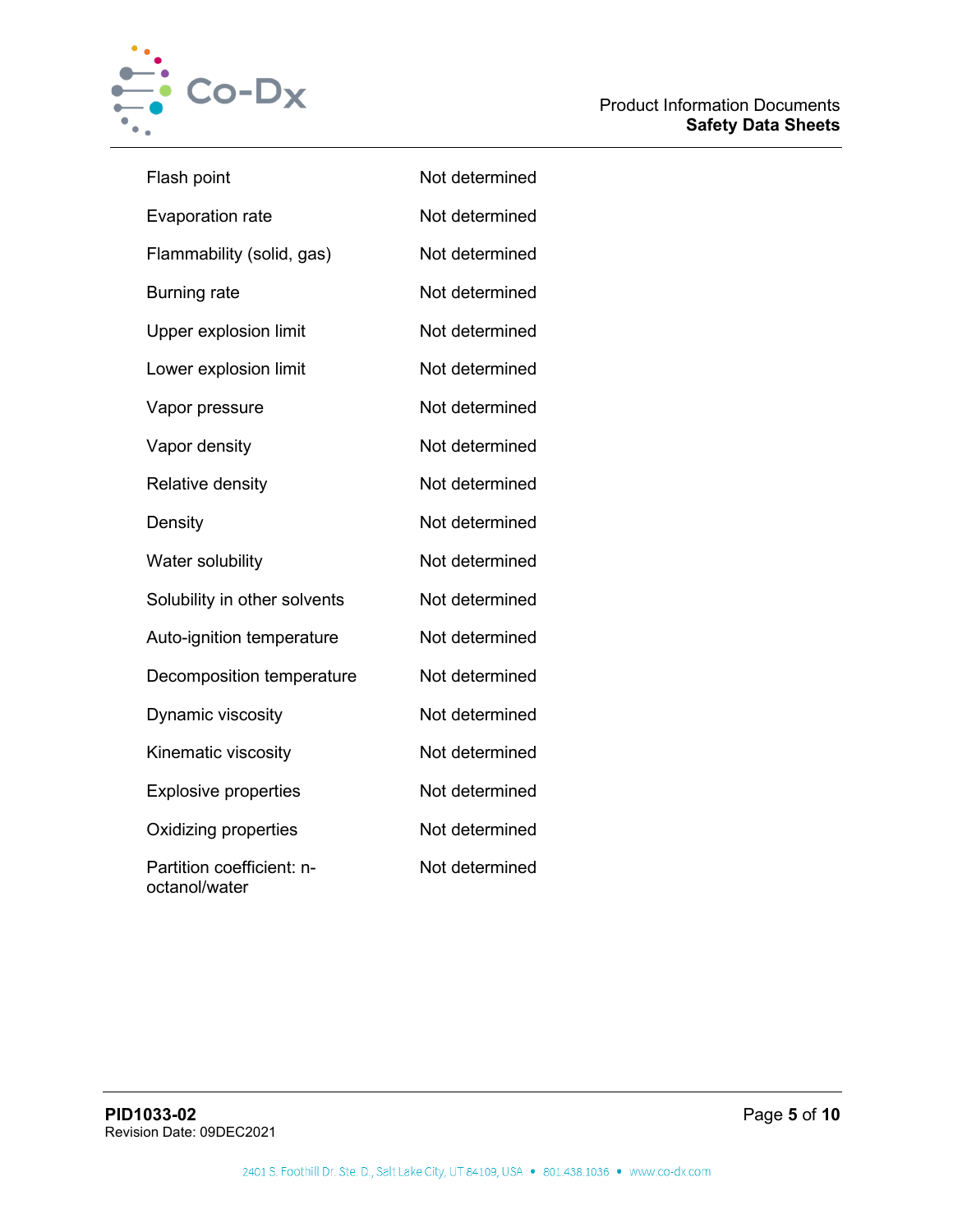| | |
|---|---|
| Flash point | Not determined |
| Evaporation rate | Not determined |
| Flammability (solid, gas) | Not determined |
| Burning rate | Not determined |
| Upper explosion limit | Not determined |
| Lower explosion limit | Not determined |
| Vapor pressure | Not determined |
| Vapor density | Not determined |
| Relative density | Not determined |
| Density | Not determined |
| Water solubility | Not determined |
| Solubility in other solvents | Not determined |
| Auto-ignition temperature | Not determined |
| Decomposition temperature | Not determined |
| Dynamic viscosity | Not determined |
| Kinematic viscosity | Not determined |
| Explosive properties | Not determined |
| Oxidizing properties | Not determined |
| Partition coefficient: n-octanol/water | Not determined |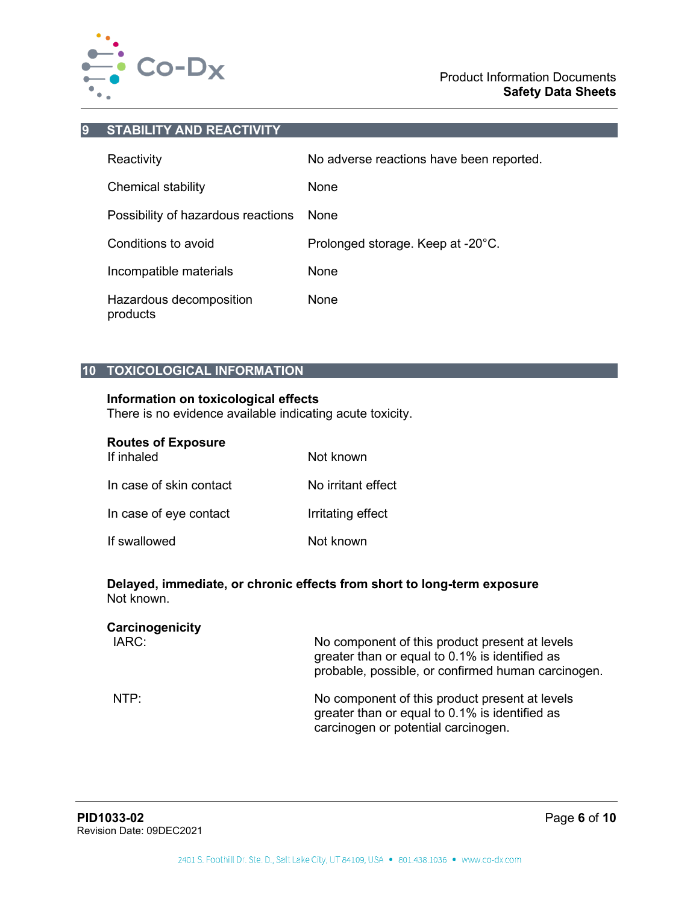## 9 STABILITY AND REACTIVITY

| | |
|---|---|
| Reactivity | No adverse reactions have been reported. |
| Chemical stability | None |
| Possibility of hazardous reactions | None |
| Conditions to avoid | Prolonged storage. Keep at -20°C. |
| Incompatible materials | None |
| Hazardous decomposition products | None |

## 10 TOXICOLOGICAL INFORMATION

**Information on toxicological effects**
There is no evidence available indicating acute toxicity.

**Routes of Exposure**

| | |
|---|---|
| If inhaled | Not known |
| In case of skin contact | No irritant effect |
| In case of eye contact | Irritating effect |
| If swallowed | Not known |

**Delayed, immediate, or chronic effects from short to long-term exposure**
Not known.

**Carcinogenicity**

| | |
|---|---|
| IARC: | No component of this product present at levels greater than or equal to 0.1% is identified as probable, possible, or confirmed human carcinogen. |
| NTP: | No component of this product present at levels greater than or equal to 0.1% is identified as carcinogen or potential carcinogen. |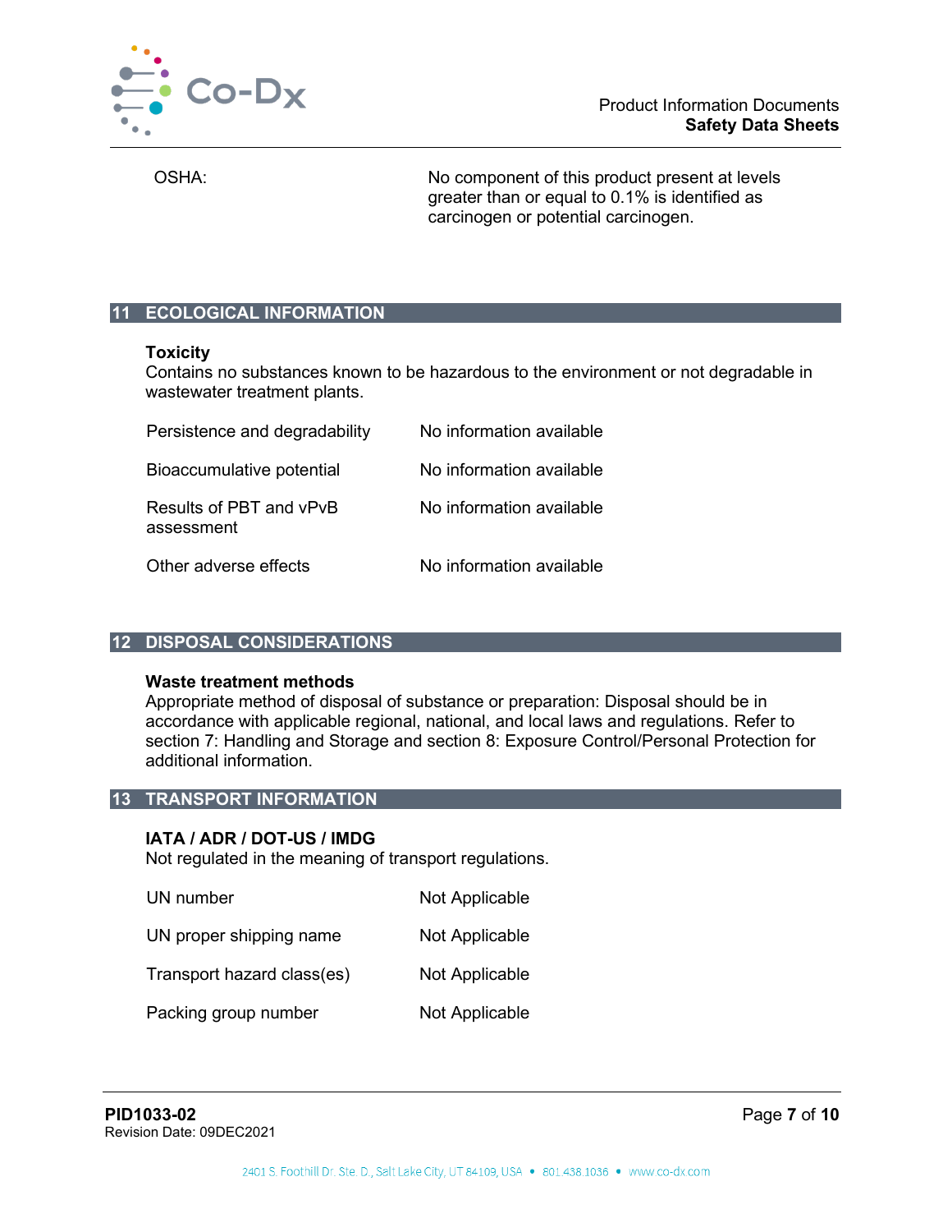| | |
|---|---|
| OSHA: | No component of this product present at levels greater than or equal to 0.1% is identified as carcinogen or potential carcinogen. |

## 11 ECOLOGICAL INFORMATION

**Toxicity**
Contains no substances known to be hazardous to the environment or not degradable in wastewater treatment plants.

| | |
|---|---|
| Persistence and degradability | No information available |
| Bioaccumulative potential | No information available |
| Results of PBT and vPvB assessment | No information available |
| Other adverse effects | No information available |

## 12 DISPOSAL CONSIDERATIONS

**Waste treatment methods**
Appropriate method of disposal of substance or preparation: Disposal should be in accordance with applicable regional, national, and local laws and regulations. Refer to section 7: Handling and Storage and section 8: Exposure Control/Personal Protection for additional information.

## 13 TRANSPORT INFORMATION

**IATA / ADR / DOT-US / IMDG**
Not regulated in the meaning of transport regulations.

| | |
|---|---|
| UN number | Not Applicable |
| UN proper shipping name | Not Applicable |
| Transport hazard class(es) | Not Applicable |
| Packing group number | Not Applicable |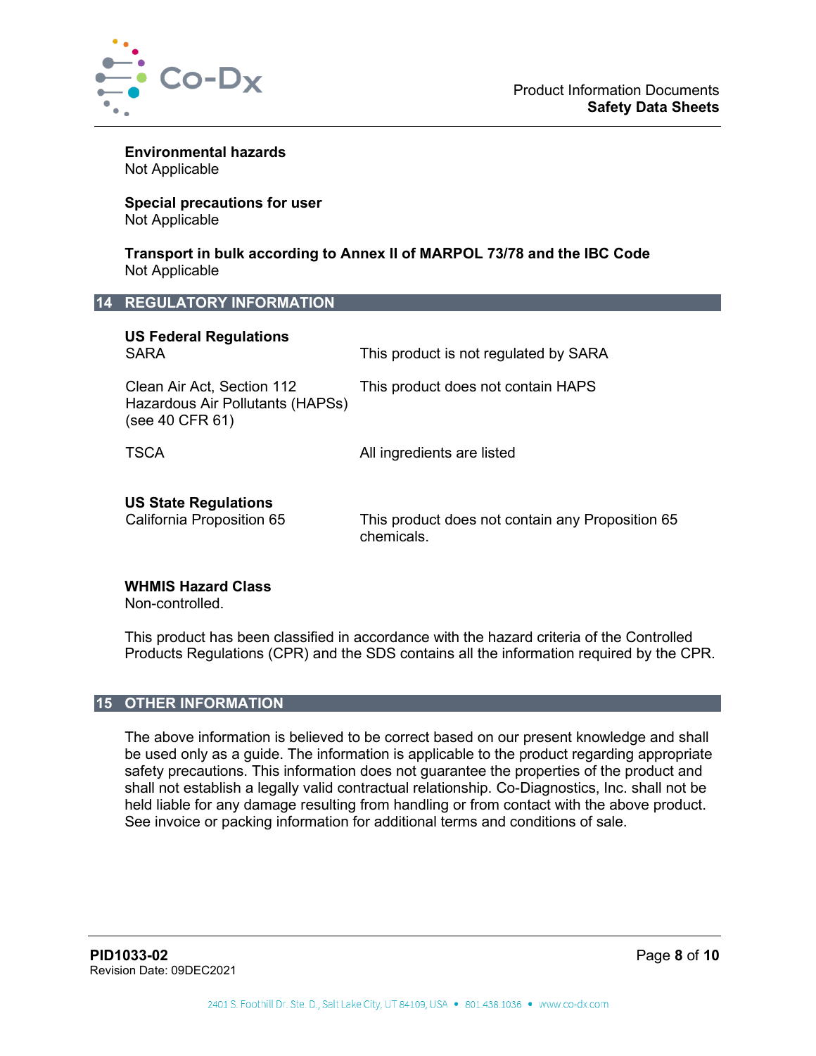**Environmental hazards**
Not Applicable

**Special precautions for user**
Not Applicable

**Transport in bulk according to Annex II of MARPOL 73/78 and the IBC Code**
Not Applicable

## 14 REGULATORY INFORMATION

**US Federal Regulations**

| | |
|---|---|
| SARA | This product is not regulated by SARA |
| Clean Air Act, Section 112 Hazardous Air Pollutants (HAPSs) (see 40 CFR 61) | This product does not contain HAPS |
| TSCA | All ingredients are listed |

**US State Regulations**

| | |
|---|---|
| California Proposition 65 | This product does not contain any Proposition 65 chemicals. |

**WHMIS Hazard Class**
Non-controlled.

This product has been classified in accordance with the hazard criteria of the Controlled Products Regulations (CPR) and the SDS contains all the information required by the CPR.

## 15 OTHER INFORMATION

The above information is believed to be correct based on our present knowledge and shall be used only as a guide. The information is applicable to the product regarding appropriate safety precautions. This information does not guarantee the properties of the product and shall not establish a legally valid contractual relationship. Co-Diagnostics, Inc. shall not be held liable for any damage resulting from handling or from contact with the above product. See invoice or packing information for additional terms and conditions of sale.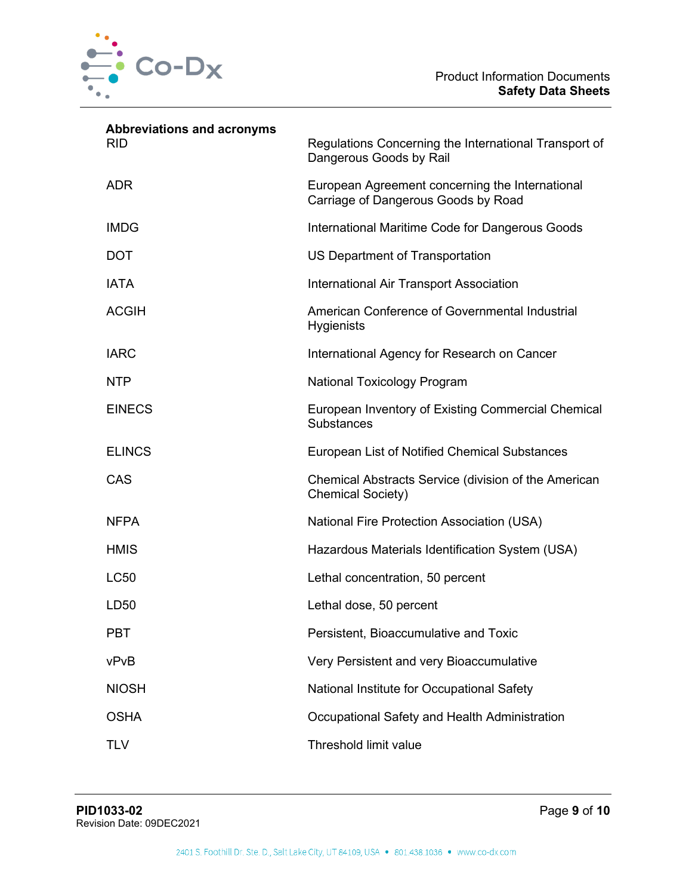**Abbreviations and acronyms**

| | |
|---|---|
| RID | Regulations Concerning the International Transport of Dangerous Goods by Rail |
| ADR | European Agreement concerning the International Carriage of Dangerous Goods by Road |
| IMDG | International Maritime Code for Dangerous Goods |
| DOT | US Department of Transportation |
| IATA | International Air Transport Association |
| ACGIH | American Conference of Governmental Industrial Hygienists |
| IARC | International Agency for Research on Cancer |
| NTP | National Toxicology Program |
| EINECS | European Inventory of Existing Commercial Chemical Substances |
| ELINCS | European List of Notified Chemical Substances |
| CAS | Chemical Abstracts Service (division of the American Chemical Society) |
| NFPA | National Fire Protection Association (USA) |
| HMIS | Hazardous Materials Identification System (USA) |
| LC50 | Lethal concentration, 50 percent |
| LD50 | Lethal dose, 50 percent |
| PBT | Persistent, Bioaccumulative and Toxic |
| vPvB | Very Persistent and very Bioaccumulative |
| NIOSH | National Institute for Occupational Safety |
| OSHA | Occupational Safety and Health Administration |
| TLV | Threshold limit value |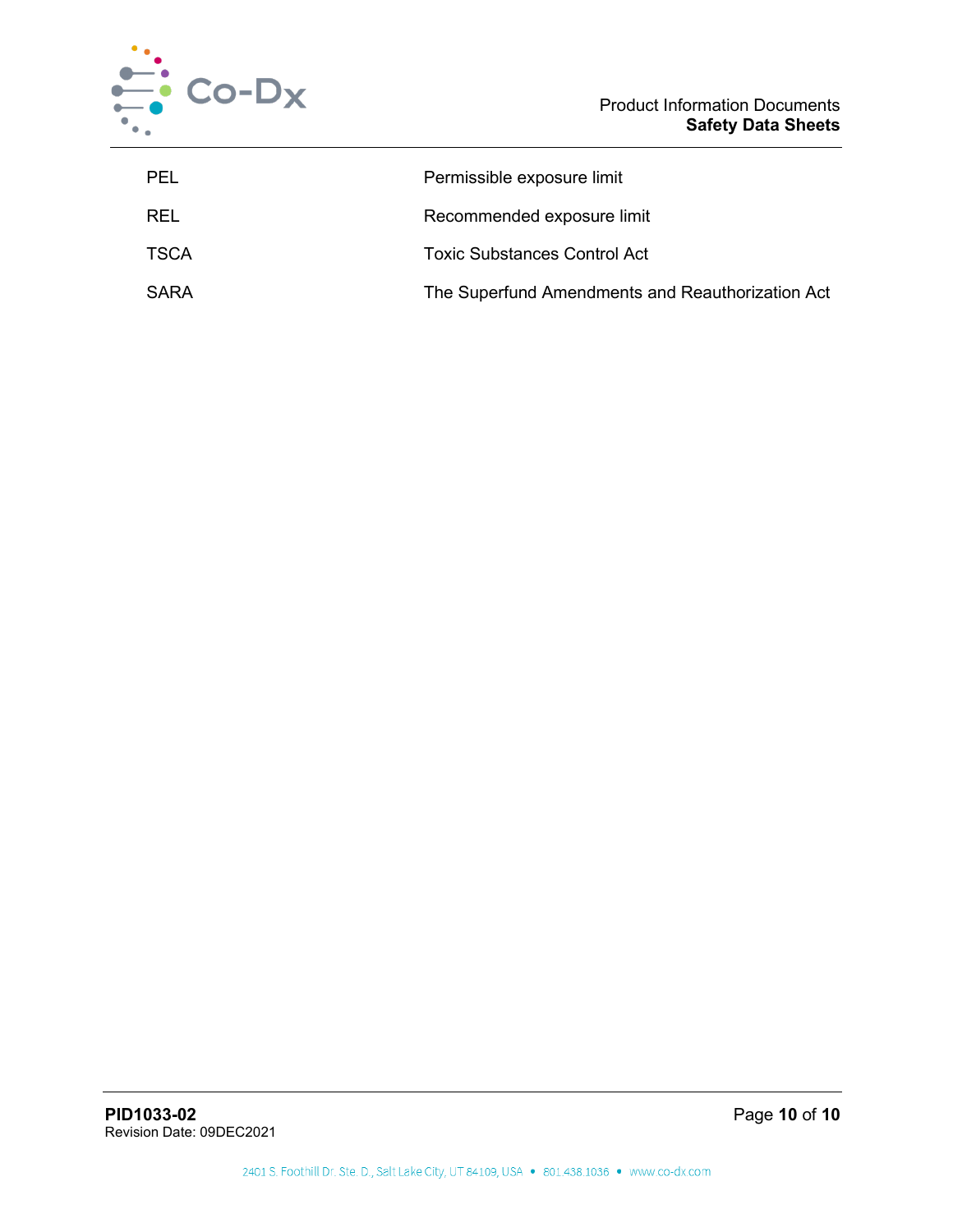| | |
|---|---|
| PEL | Permissible exposure limit |
| REL | Recommended exposure limit |
| TSCA | Toxic Substances Control Act |
| SARA | The Superfund Amendments and Reauthorization Act |